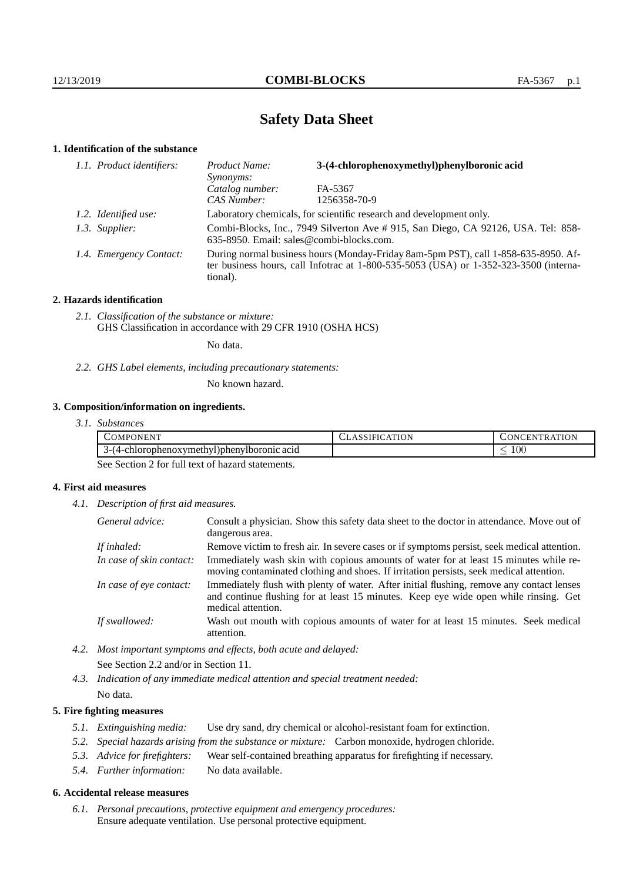# Safety Data Sheet

## 1. Identification of the substance

*1.1. Product identifiers:*
- *Product Name:* **3-(4-chlorophenoxymethyl)phenylboronic acid**
- *Synonyms:*
- *Catalog number:* FA-5367
- *CAS Number:* 1256358-70-9

*1.2. Identified use:* Laboratory chemicals, for scientific research and development only.

*1.3. Supplier:* Combi-Blocks, Inc., 7949 Silverton Ave # 915, San Diego, CA 92126, USA. Tel: 858-635-8950. Email: sales@combi-blocks.com.

*1.4. Emergency Contact:* During normal business hours (Monday-Friday 8am-5pm PST), call 1-858-635-8950. After business hours, call Infotrac at 1-800-535-5053 (USA) or 1-352-323-3500 (international).

## 2. Hazards identification

*2.1. Classification of the substance or mixture:*
GHS Classification in accordance with 29 CFR 1910 (OSHA HCS)

No data.

*2.2. GHS Label elements, including precautionary statements:*

No known hazard.

## 3. Composition/information on ingredients.

*3.1. Substances*

| Component | Classification | Concentration |
|---|---|---|
| 3-(4-chlorophenoxymethyl)phenylboronic acid | | $\leq 100$ |

See Section 2 for full text of hazard statements.

## 4. First aid measures

*4.1. Description of first aid measures.*

- *General advice:* Consult a physician. Show this safety data sheet to the doctor in attendance. Move out of dangerous area.
- *If inhaled:* Remove victim to fresh air. In severe cases or if symptoms persist, seek medical attention.
- *In case of skin contact:* Immediately wash skin with copious amounts of water for at least 15 minutes while removing contaminated clothing and shoes. If irritation persists, seek medical attention.
- *In case of eye contact:* Immediately flush with plenty of water. After initial flushing, remove any contact lenses and continue flushing for at least 15 minutes. Keep eye wide open while rinsing. Get medical attention.
- *If swallowed:* Wash out mouth with copious amounts of water for at least 15 minutes. Seek medical attention.

*4.2. Most important symptoms and effects, both acute and delayed:*
See Section 2.2 and/or in Section 11.

*4.3. Indication of any immediate medical attention and special treatment needed:*
No data.

## 5. Fire fighting measures

*5.1. Extinguishing media:* Use dry sand, dry chemical or alcohol-resistant foam for extinction.

*5.2. Special hazards arising from the substance or mixture:* Carbon monoxide, hydrogen chloride.

*5.3. Advice for firefighters:* Wear self-contained breathing apparatus for firefighting if necessary.

*5.4. Further information:* No data available.

## 6. Accidental release measures

*6.1. Personal precautions, protective equipment and emergency procedures:*
Ensure adequate ventilation. Use personal protective equipment.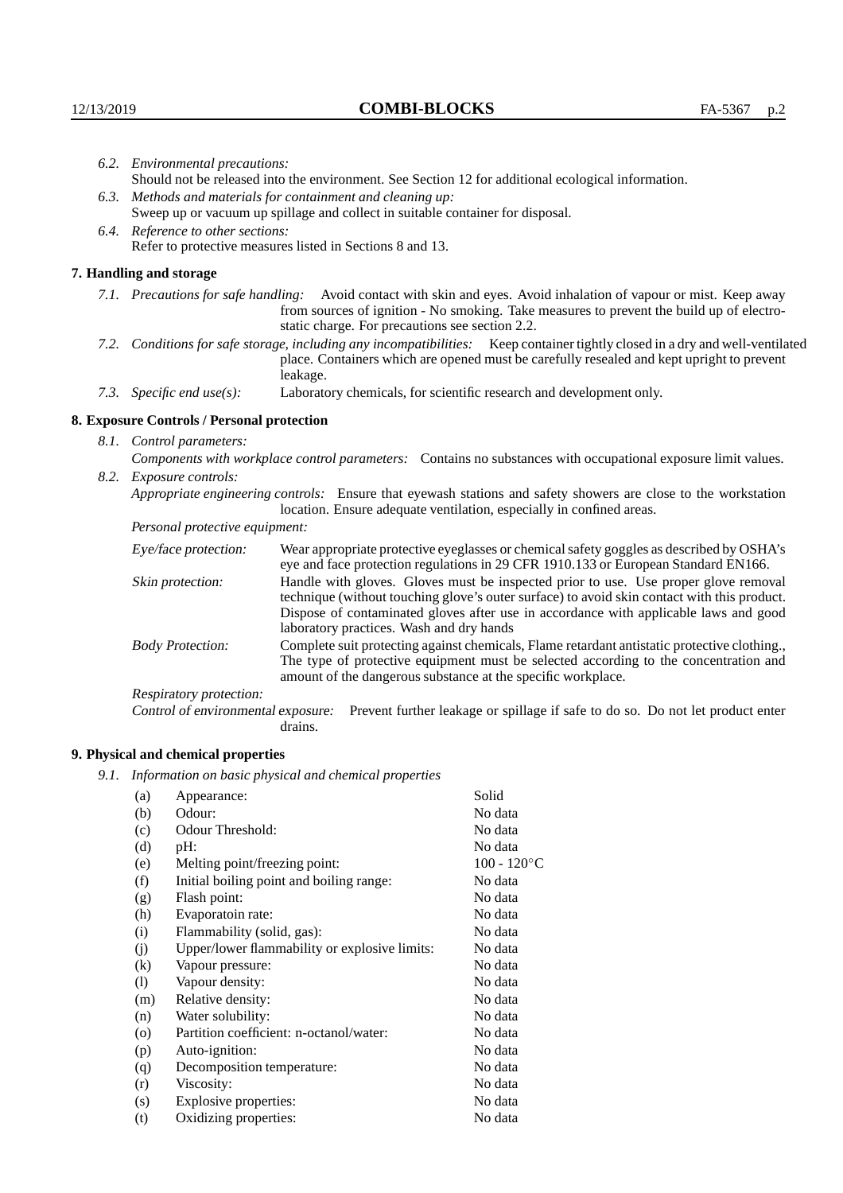*6.2. Environmental precautions:*
Should not be released into the environment. See Section 12 for additional ecological information.

*6.3. Methods and materials for containment and cleaning up:*
Sweep up or vacuum up spillage and collect in suitable container for disposal.

*6.4. Reference to other sections:*
Refer to protective measures listed in Sections 8 and 13.

## 7. Handling and storage

*7.1. Precautions for safe handling:* Avoid contact with skin and eyes. Avoid inhalation of vapour or mist. Keep away from sources of ignition - No smoking. Take measures to prevent the build up of electrostatic charge. For precautions see section 2.2.

*7.2. Conditions for safe storage, including any incompatibilities:* Keep container tightly closed in a dry and well-ventilated place. Containers which are opened must be carefully resealed and kept upright to prevent leakage.

*7.3. Specific end use(s):* Laboratory chemicals, for scientific research and development only.

## 8. Exposure Controls / Personal protection

*8.1. Control parameters:*

*Components with workplace control parameters:* Contains no substances with occupational exposure limit values.

*8.2. Exposure controls:*

*Appropriate engineering controls:* Ensure that eyewash stations and safety showers are close to the workstation location. Ensure adequate ventilation, especially in confined areas.

*Personal protective equipment:*

*Eye/face protection:* Wear appropriate protective eyeglasses or chemical safety goggles as described by OSHA's eye and face protection regulations in 29 CFR 1910.133 or European Standard EN166.

*Skin protection:* Handle with gloves. Gloves must be inspected prior to use. Use proper glove removal technique (without touching glove's outer surface) to avoid skin contact with this product. Dispose of contaminated gloves after use in accordance with applicable laws and good laboratory practices. Wash and dry hands

*Body Protection:* Complete suit protecting against chemicals, Flame retardant antistatic protective clothing., The type of protective equipment must be selected according to the concentration and amount of the dangerous substance at the specific workplace.

*Respiratory protection:*

*Control of environmental exposure:* Prevent further leakage or spillage if safe to do so. Do not let product enter drains.

## 9. Physical and chemical properties

*9.1. Information on basic physical and chemical properties*

| | | |
|---|---|---|
| (a) | Appearance: | Solid |
| (b) | Odour: | No data |
| (c) | Odour Threshold: | No data |
| (d) | pH: | No data |
| (e) | Melting point/freezing point: | 100 - 120°C |
| (f) | Initial boiling point and boiling range: | No data |
| (g) | Flash point: | No data |
| (h) | Evaporatoin rate: | No data |
| (i) | Flammability (solid, gas): | No data |
| (j) | Upper/lower flammability or explosive limits: | No data |
| (k) | Vapour pressure: | No data |
| (l) | Vapour density: | No data |
| (m) | Relative density: | No data |
| (n) | Water solubility: | No data |
| (o) | Partition coefficient: n-octanol/water: | No data |
| (p) | Auto-ignition: | No data |
| (q) | Decomposition temperature: | No data |
| (r) | Viscosity: | No data |
| (s) | Explosive properties: | No data |
| (t) | Oxidizing properties: | No data |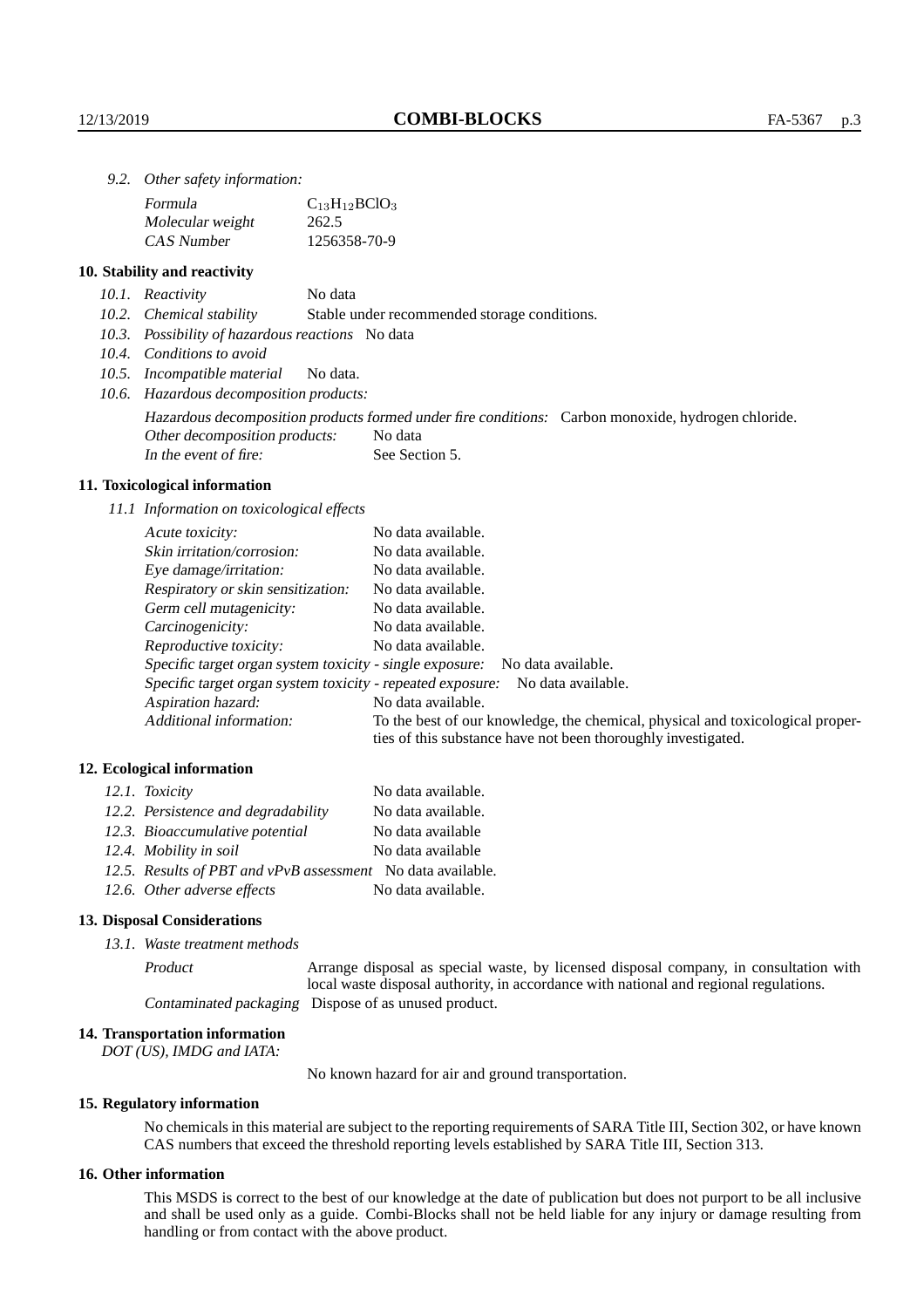*9.2. Other safety information:*

| | |
|---|---|
| *Formula* | $C_{13}H_{12}BClO_3$ |
| *Molecular weight* | 262.5 |
| *CAS Number* | 1256358-70-9 |

## 10. Stability and reactivity

*10.1. Reactivity* No data

*10.2. Chemical stability* Stable under recommended storage conditions.

*10.3. Possibility of hazardous reactions* No data

*10.4. Conditions to avoid*

*10.5. Incompatible material* No data.

*10.6. Hazardous decomposition products:*

*Hazardous decomposition products formed under fire conditions:* Carbon monoxide, hydrogen chloride.

*Other decomposition products:* No data

*In the event of fire:* See Section 5.

## 11. Toxicological information

*11.1 Information on toxicological effects*

| | |
|---|---|
| *Acute toxicity:* | No data available. |
| *Skin irritation/corrosion:* | No data available. |
| *Eye damage/irritation:* | No data available. |
| *Respiratory or skin sensitization:* | No data available. |
| *Germ cell mutagenicity:* | No data available. |
| *Carcinogenicity:* | No data available. |
| *Reproductive toxicity:* | No data available. |
| *Specific target organ system toxicity - single exposure:* | No data available. |
| *Specific target organ system toxicity - repeated exposure:* | No data available. |
| *Aspiration hazard:* | No data available. |
| *Additional information:* | To the best of our knowledge, the chemical, physical and toxicological properties of this substance have not been thoroughly investigated. |

## 12. Ecological information

| | |
|---|---|
| *12.1. Toxicity* | No data available. |
| *12.2. Persistence and degradability* | No data available. |
| *12.3. Bioaccumulative potential* | No data available |
| *12.4. Mobility in soil* | No data available |
| *12.5. Results of PBT and vPvB assessment* | No data available. |
| *12.6. Other adverse effects* | No data available. |

## 13. Disposal Considerations

*13.1. Waste treatment methods*

*Product* Arrange disposal as special waste, by licensed disposal company, in consultation with local waste disposal authority, in accordance with national and regional regulations.

*Contaminated packaging* Dispose of as unused product.

## 14. Transportation information

*DOT (US), IMDG and IATA:*

No known hazard for air and ground transportation.

## 15. Regulatory information

No chemicals in this material are subject to the reporting requirements of SARA Title III, Section 302, or have known CAS numbers that exceed the threshold reporting levels established by SARA Title III, Section 313.

## 16. Other information

This MSDS is correct to the best of our knowledge at the date of publication but does not purport to be all inclusive and shall be used only as a guide. Combi-Blocks shall not be held liable for any injury or damage resulting from handling or from contact with the above product.